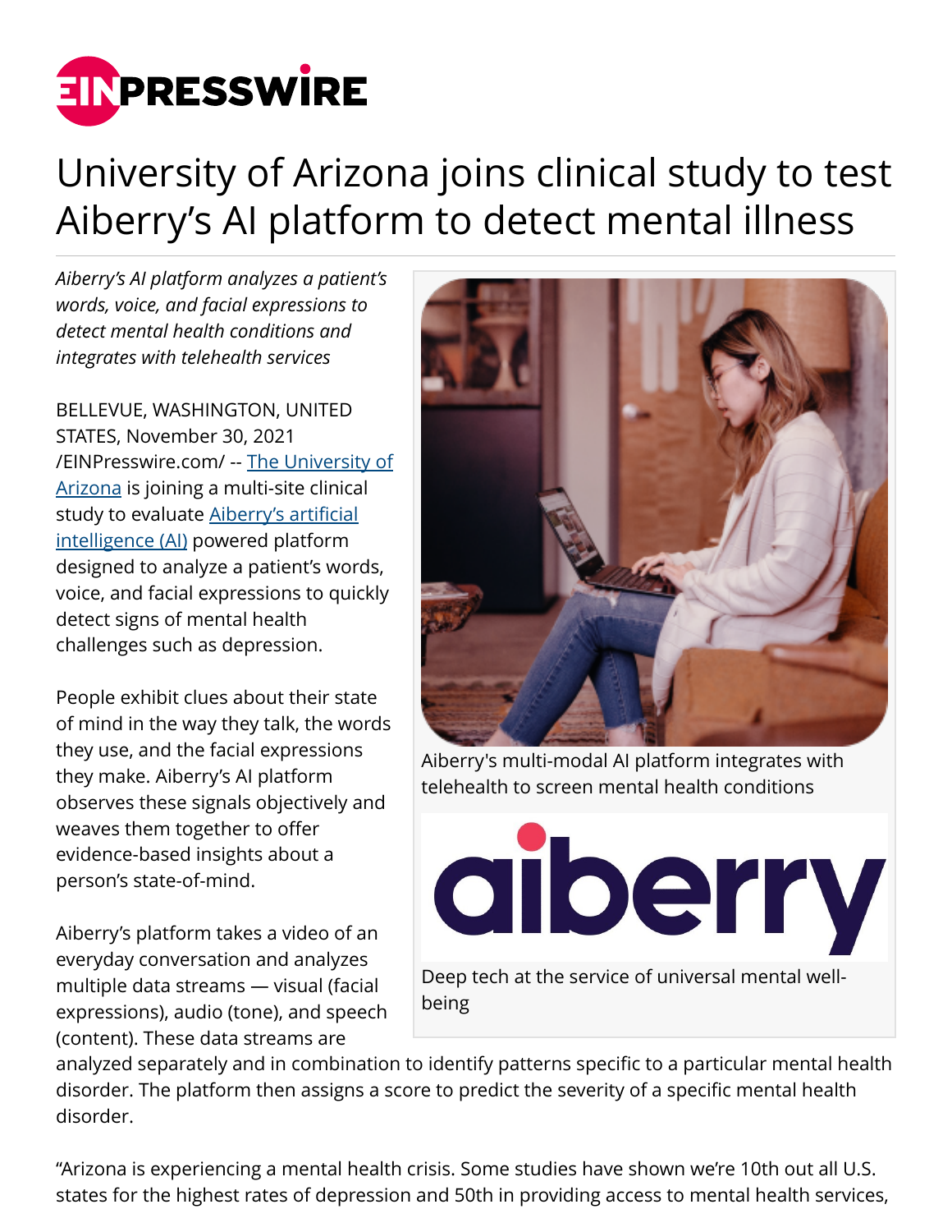# University of Arizona joins clinical study to test Aiberry's AI platform to detect mental illness

*Aiberry's AI platform analyzes a patient's words, voice, and facial expressions to detect mental health conditions and integrates with telehealth services*

BELLEVUE, WASHINGTON, UNITED STATES, November 30, 2021 /EINPresswire.com/ -- [The University of Arizona] is joining a multi-site clinical study to evaluate [Aiberry's artificial intelligence (AI)] powered platform designed to analyze a patient's words, voice, and facial expressions to quickly detect signs of mental health challenges such as depression.

People exhibit clues about their state of mind in the way they talk, the words they use, and the facial expressions they make. Aiberry's AI platform observes these signals objectively and weaves them together to offer evidence-based insights about a person's state-of-mind.

Aiberry's platform takes a video of an everyday conversation and analyzes multiple data streams — visual (facial expressions), audio (tone), and speech (content). These data streams are analyzed separately and in combination to identify patterns specific to a particular mental health disorder. The platform then assigns a score to predict the severity of a specific mental health disorder.

Aiberry's multi-modal AI platform integrates with telehealth to screen mental health conditions

Deep tech at the service of universal mental well-being

"Arizona is experiencing a mental health crisis. Some studies have shown we're 10th out all U.S. states for the highest rates of depression and 50th in providing access to mental health services,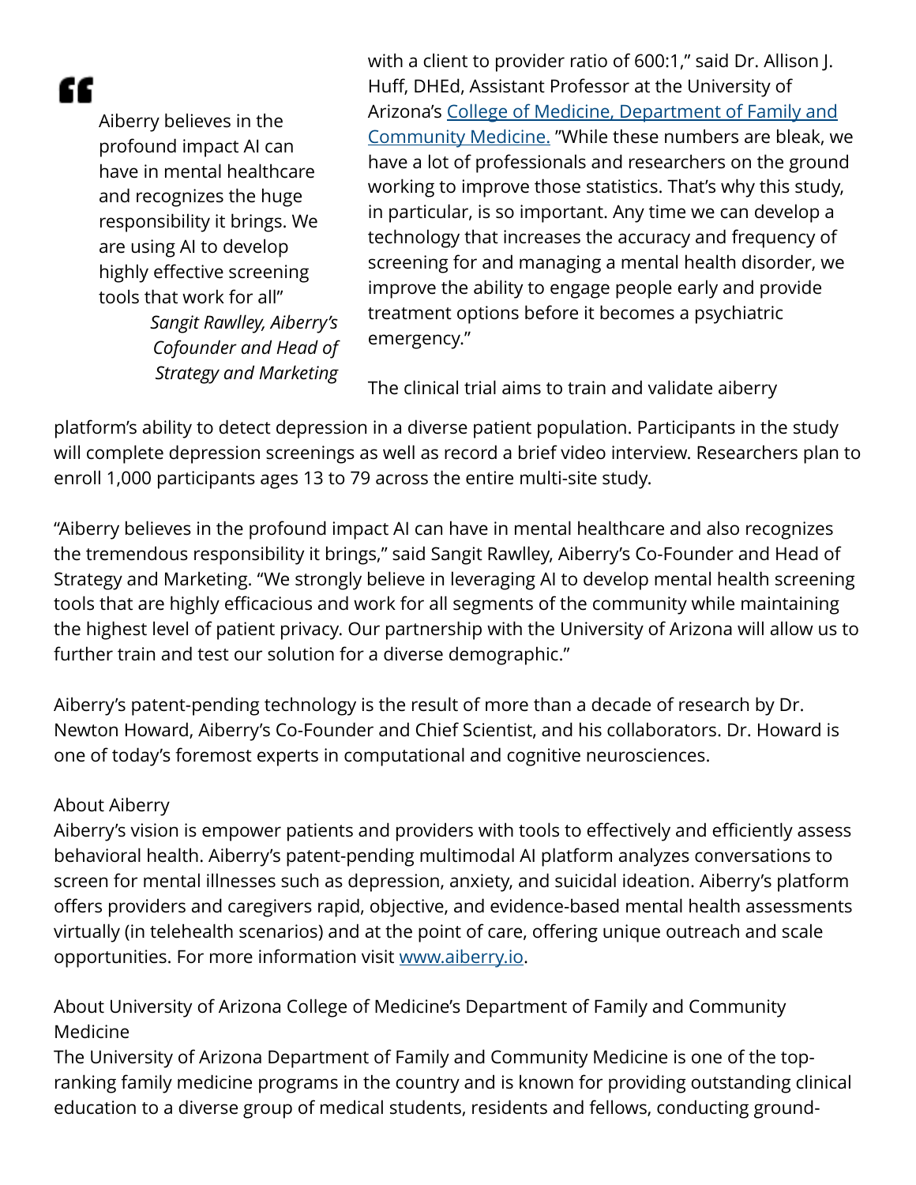> Aiberry believes in the profound impact AI can have in mental healthcare and recognizes the huge responsibility it brings. We are using AI to develop highly effective screening tools that work for all"
>
> *Sangit Rawlley, Aiberry's Cofounder and Head of Strategy and Marketing*

with a client to provider ratio of 600:1," said Dr. Allison J. Huff, DHEd, Assistant Professor at the University of Arizona's [College of Medicine, Department of Family and Community Medicine.](#) "While these numbers are bleak, we have a lot of professionals and researchers on the ground working to improve those statistics. That's why this study, in particular, is so important. Any time we can develop a technology that increases the accuracy and frequency of screening for and managing a mental health disorder, we improve the ability to engage people early and provide treatment options before it becomes a psychiatric emergency."

The clinical trial aims to train and validate aiberry platform's ability to detect depression in a diverse patient population. Participants in the study will complete depression screenings as well as record a brief video interview. Researchers plan to enroll 1,000 participants ages 13 to 79 across the entire multi-site study.

"Aiberry believes in the profound impact AI can have in mental healthcare and also recognizes the tremendous responsibility it brings," said Sangit Rawlley, Aiberry's Co-Founder and Head of Strategy and Marketing. "We strongly believe in leveraging AI to develop mental health screening tools that are highly efficacious and work for all segments of the community while maintaining the highest level of patient privacy. Our partnership with the University of Arizona will allow us to further train and test our solution for a diverse demographic."

Aiberry's patent-pending technology is the result of more than a decade of research by Dr. Newton Howard, Aiberry's Co-Founder and Chief Scientist, and his collaborators. Dr. Howard is one of today's foremost experts in computational and cognitive neurosciences.

About Aiberry

Aiberry's vision is empower patients and providers with tools to effectively and efficiently assess behavioral health. Aiberry's patent-pending multimodal AI platform analyzes conversations to screen for mental illnesses such as depression, anxiety, and suicidal ideation. Aiberry's platform offers providers and caregivers rapid, objective, and evidence-based mental health assessments virtually (in telehealth scenarios) and at the point of care, offering unique outreach and scale opportunities. For more information visit [www.aiberry.io](http://www.aiberry.io).

About University of Arizona College of Medicine's Department of Family and Community Medicine

The University of Arizona Department of Family and Community Medicine is one of the top-ranking family medicine programs in the country and is known for providing outstanding clinical education to a diverse group of medical students, residents and fellows, conducting ground-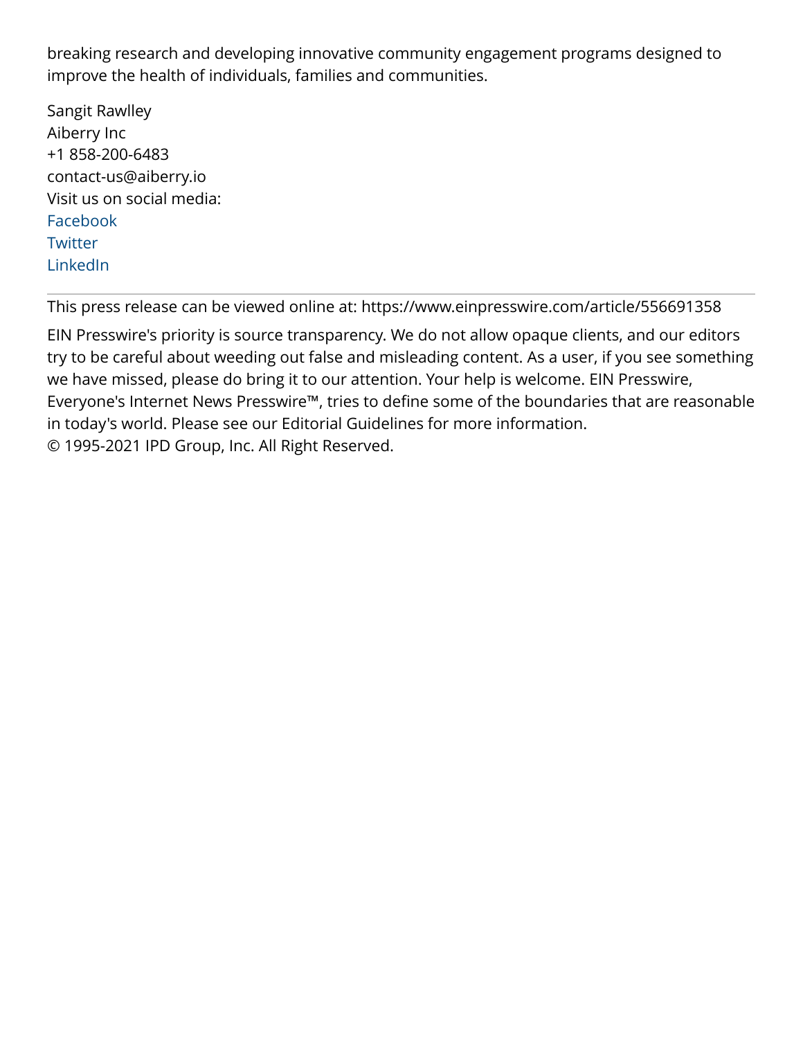breaking research and developing innovative community engagement programs designed to improve the health of individuals, families and communities.

Sangit Rawlley
Aiberry Inc
+1 858-200-6483
contact-us@aiberry.io
Visit us on social media:
Facebook
Twitter
LinkedIn

---

This press release can be viewed online at: https://www.einpresswire.com/article/556691358

EIN Presswire's priority is source transparency. We do not allow opaque clients, and our editors try to be careful about weeding out false and misleading content. As a user, if you see something we have missed, please do bring it to our attention. Your help is welcome. EIN Presswire, Everyone's Internet News Presswire™, tries to define some of the boundaries that are reasonable in today's world. Please see our Editorial Guidelines for more information.
© 1995-2021 IPD Group, Inc. All Right Reserved.